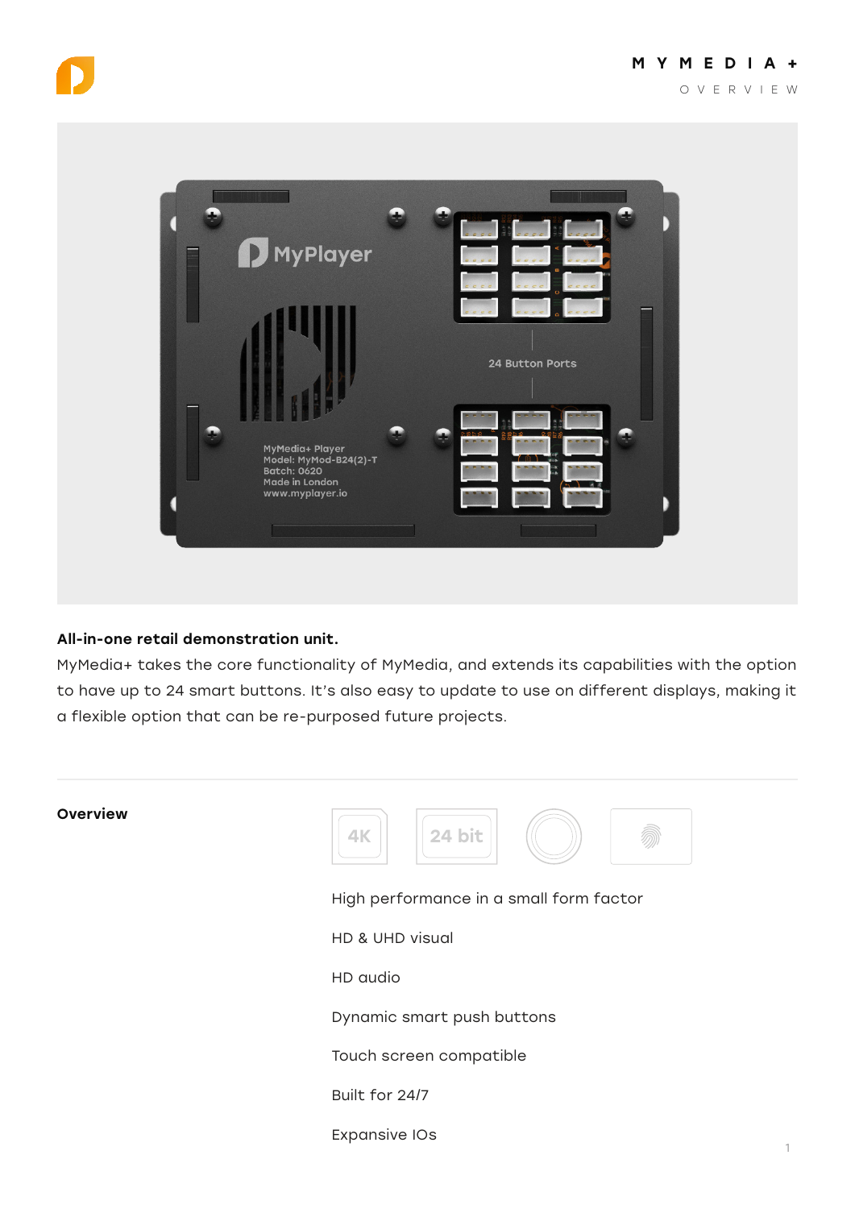# MYMEDIA+

OVERVIEW

**All-in-one retail demonstration unit.**

MyMedia+ takes the core functionality of MyMedia, and extends its capabilities with the option to have up to 24 smart buttons. It's also easy to update to use on different displays, making it a flexible option that can be re-purposed future projects.

## Overview

- High performance in a small form factor
- HD & UHD visual
- HD audio
- Dynamic smart push buttons
- Touch screen compatible
- Built for 24/7
- Expansive IOs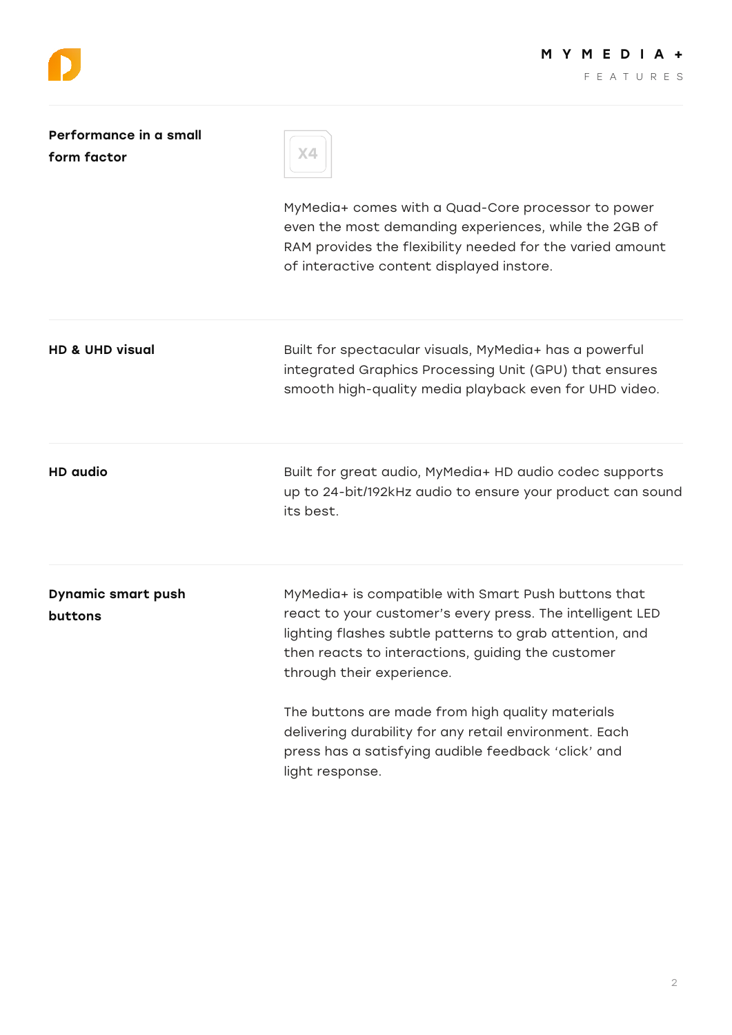## Performance in a small form factor

X4

MyMedia+ comes with a Quad-Core processor to power even the most demanding experiences, while the 2GB of RAM provides the flexibility needed for the varied amount of interactive content displayed instore.

## HD & UHD visual

Built for spectacular visuals, MyMedia+ has a powerful integrated Graphics Processing Unit (GPU) that ensures smooth high-quality media playback even for UHD video.

## HD audio

Built for great audio, MyMedia+ HD audio codec supports up to 24-bit/192kHz audio to ensure your product can sound its best.

## Dynamic smart push buttons

MyMedia+ is compatible with Smart Push buttons that react to your customer's every press. The intelligent LED lighting flashes subtle patterns to grab attention, and then reacts to interactions, guiding the customer through their experience.

The buttons are made from high quality materials delivering durability for any retail environment. Each press has a satisfying audible feedback 'click' and light response.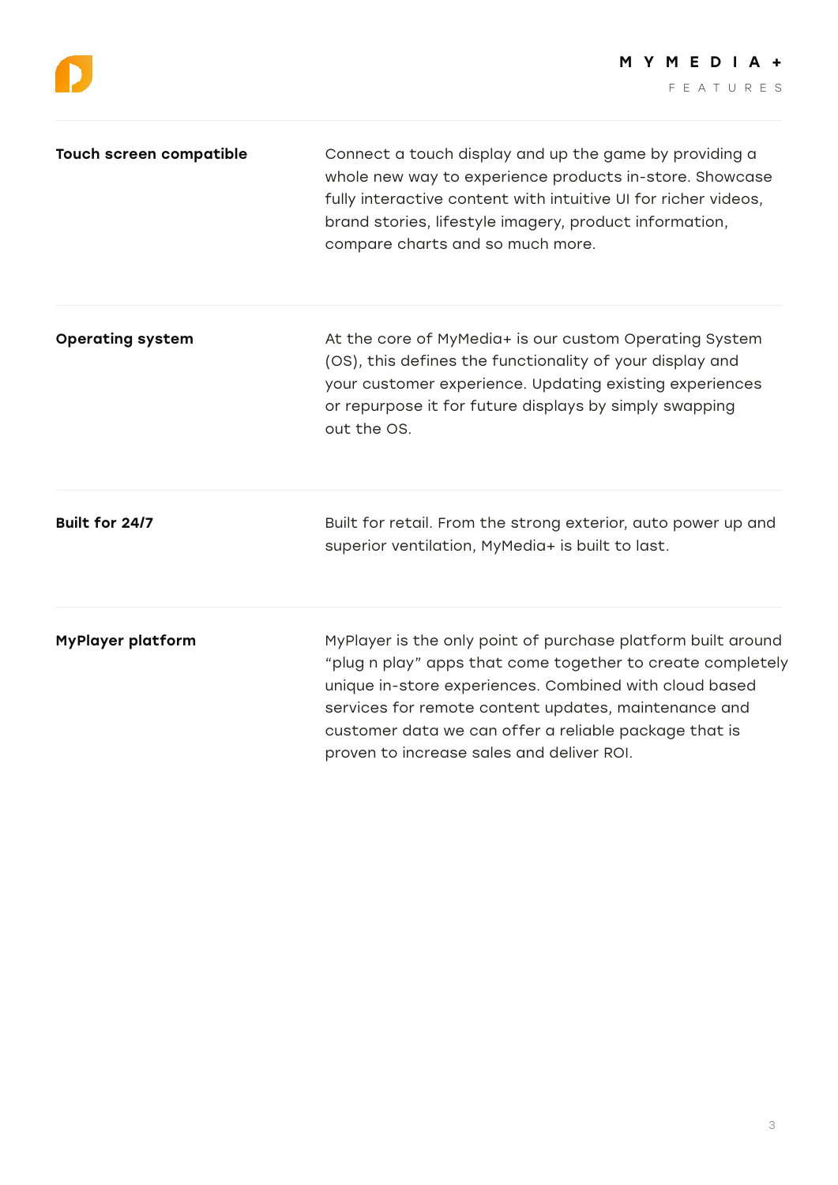**Touch screen compatible**

Connect a touch display and up the game by providing a whole new way to experience products in-store. Showcase fully interactive content with intuitive UI for richer videos, brand stories, lifestyle imagery, product information, compare charts and so much more.

**Operating system**

At the core of MyMedia+ is our custom Operating System (OS), this defines the functionality of your display and your customer experience. Updating existing experiences or repurpose it for future displays by simply swapping out the OS.

**Built for 24/7**

Built for retail. From the strong exterior, auto power up and superior ventilation, MyMedia+ is built to last.

**MyPlayer platform**

MyPlayer is the only point of purchase platform built around “plug n play” apps that come together to create completely unique in-store experiences. Combined with cloud based services for remote content updates, maintenance and customer data we can offer a reliable package that is proven to increase sales and deliver ROI.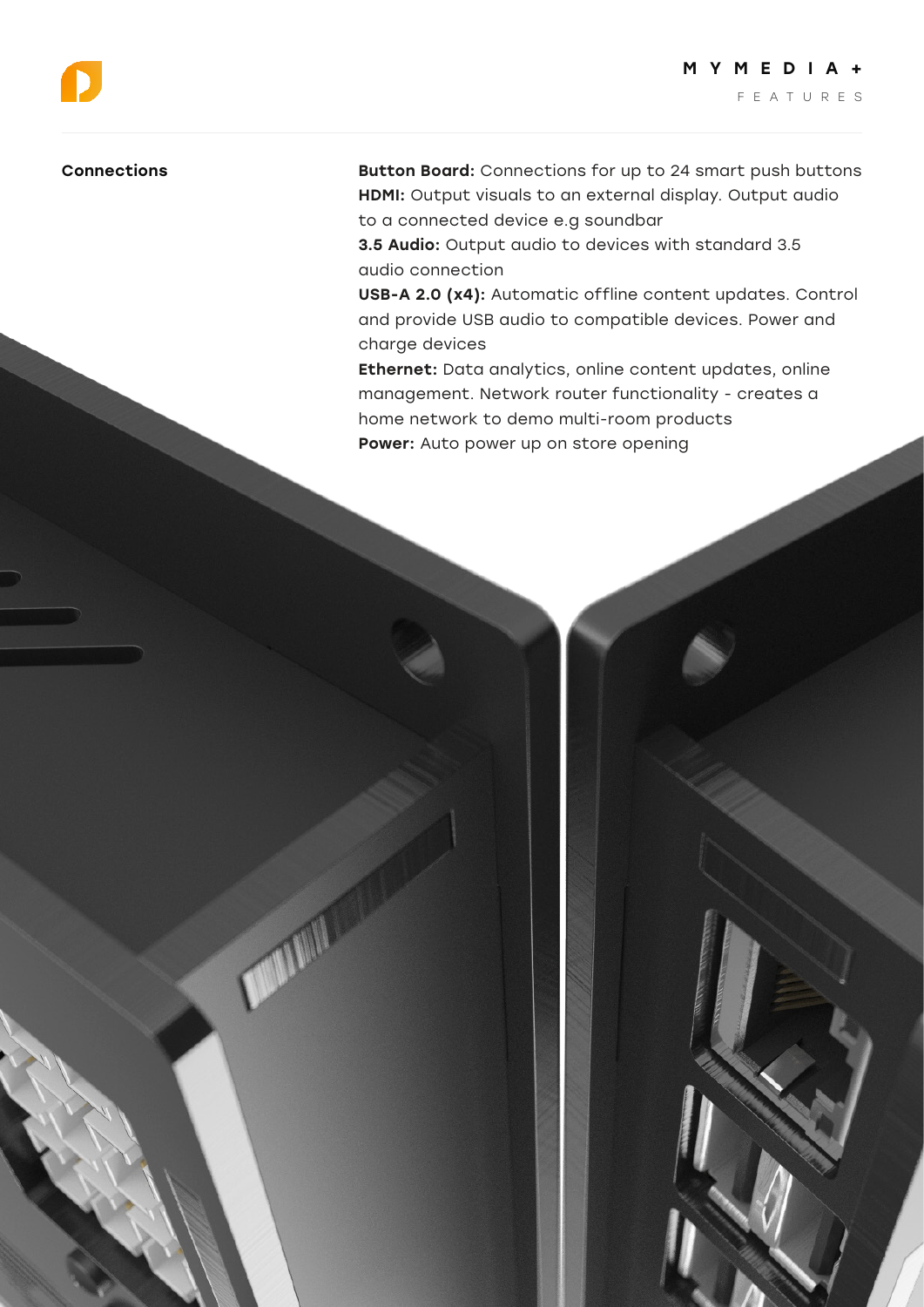## Connections

**Button Board:** Connections for up to 24 smart push buttons
**HDMI:** Output visuals to an external display. Output audio to a connected device e.g soundbar
**3.5 Audio:** Output audio to devices with standard 3.5 audio connection
**USB-A 2.0 (x4):** Automatic offline content updates. Control and provide USB audio to compatible devices. Power and charge devices
**Ethernet:** Data analytics, online content updates, online management. Network router functionality - creates a home network to demo multi-room products
**Power:** Auto power up on store opening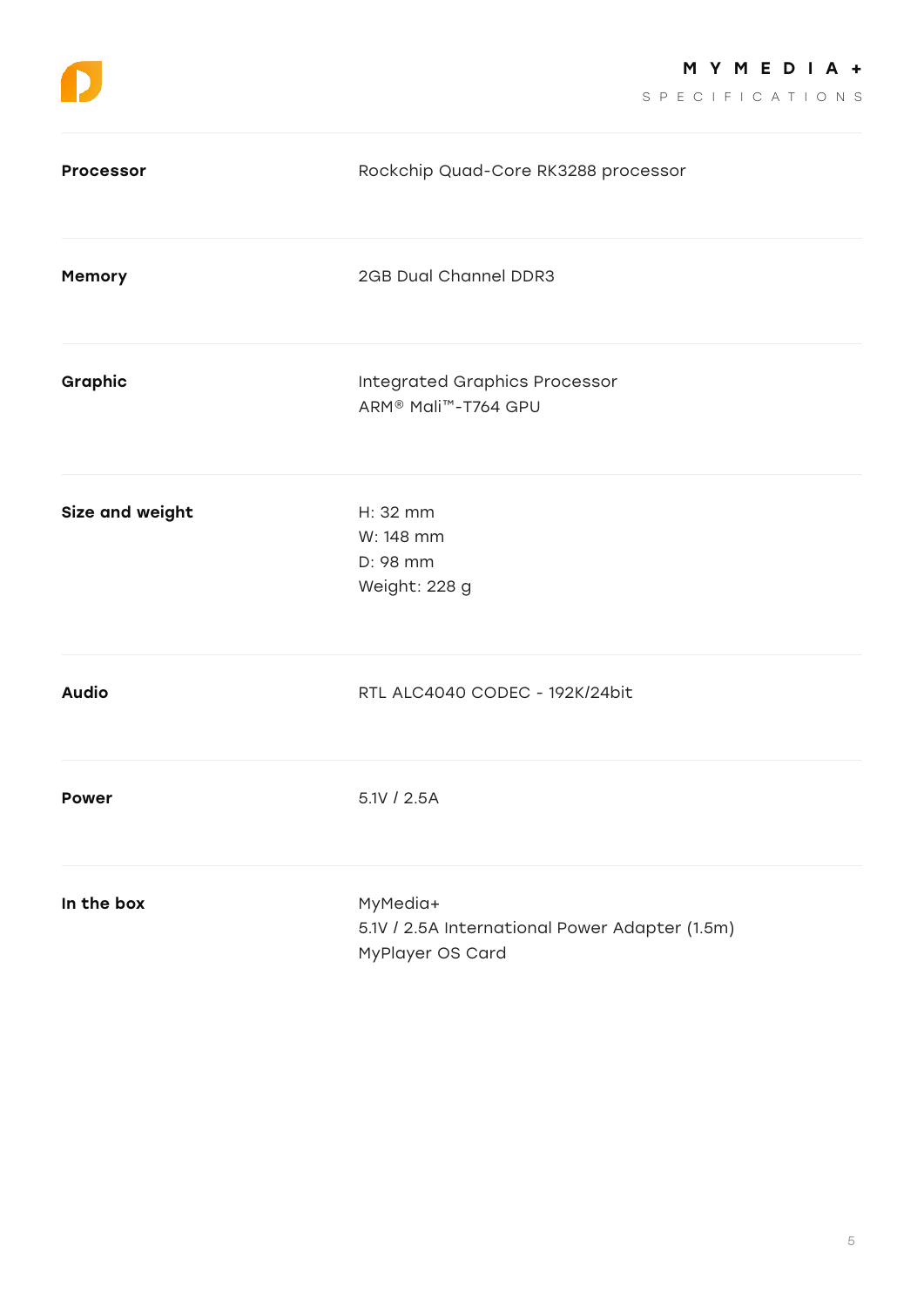# MYMEDIA+

## SPECIFICATIONS

| | |
|---|---|
| **Processor** | Rockchip Quad-Core RK3288 processor |
| **Memory** | 2GB Dual Channel DDR3 |
| **Graphic** | Integrated Graphics Processor<br>ARM® Mali™-T764 GPU |
| **Size and weight** | H: 32 mm<br>W: 148 mm<br>D: 98 mm<br>Weight: 228 g |
| **Audio** | RTL ALC4040 CODEC - 192K/24bit |
| **Power** | 5.1V / 2.5A |
| **In the box** | MyMedia+<br>5.1V / 2.5A International Power Adapter (1.5m)<br>MyPlayer OS Card |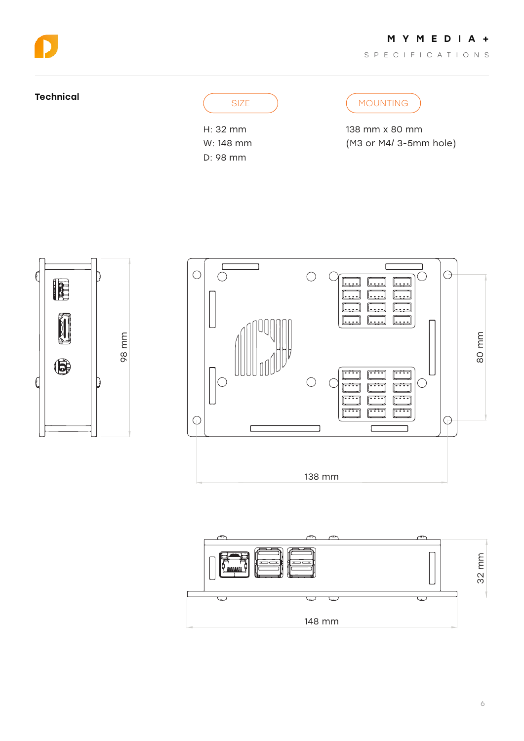MYMEDIA+

SPECIFICATIONS

## Technical

SIZE

H: 32 mm
W: 148 mm
D: 98 mm

MOUNTING

138 mm x 80 mm
(M3 or M4/ 3-5mm hole)

98 mm

80 mm

138 mm

32 mm

148 mm